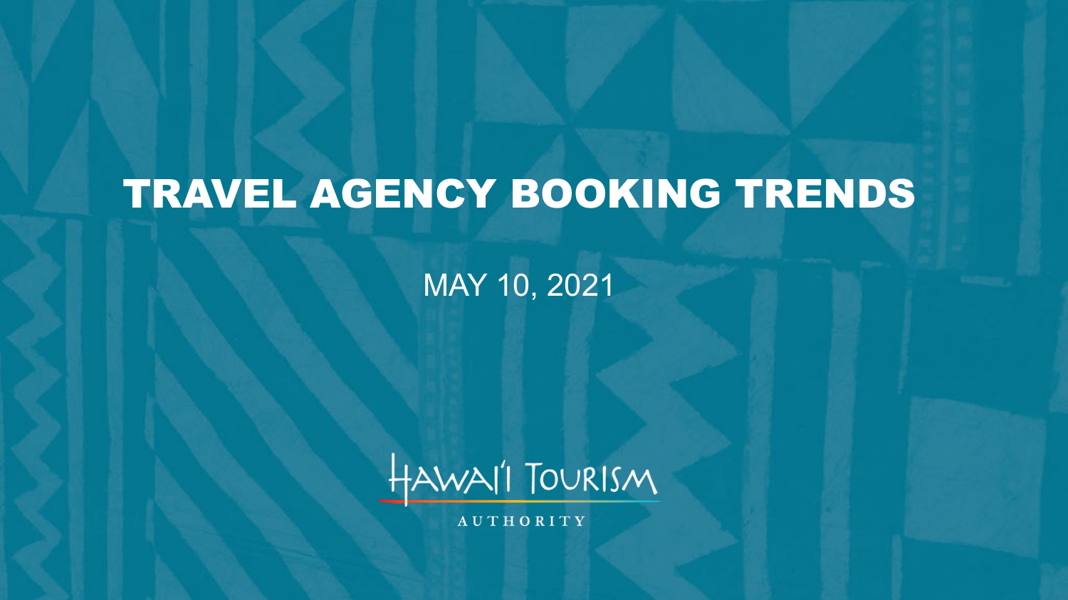# TRAVEL AGENCY BOOKING TRENDS

MAY 10, 2021

HAWAI'I TOURISM AUTHORITY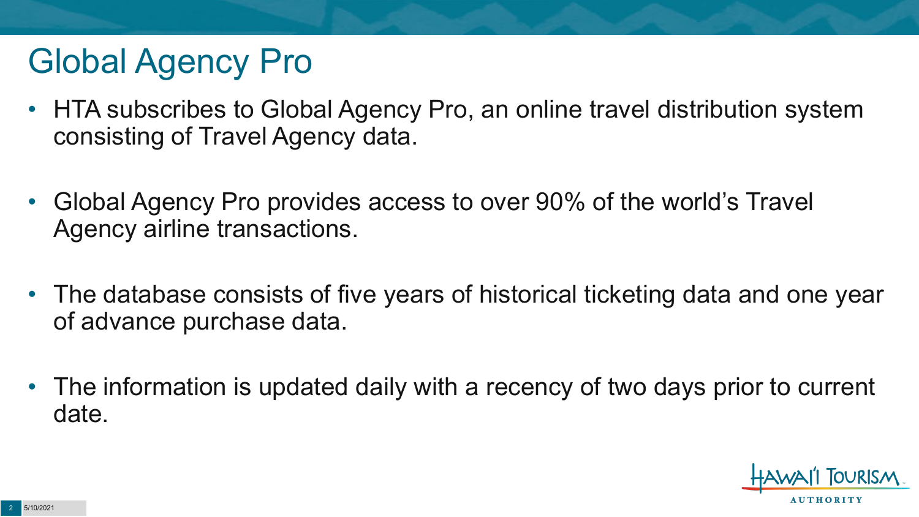# Global Agency Pro

- HTA subscribes to Global Agency Pro, an online travel distribution system consisting of Travel Agency data.
- Global Agency Pro provides access to over 90% of the world's Travel Agency airline transactions.
- The database consists of five years of historical ticketing data and one year of advance purchase data.
- The information is updated daily with a recency of two days prior to current date.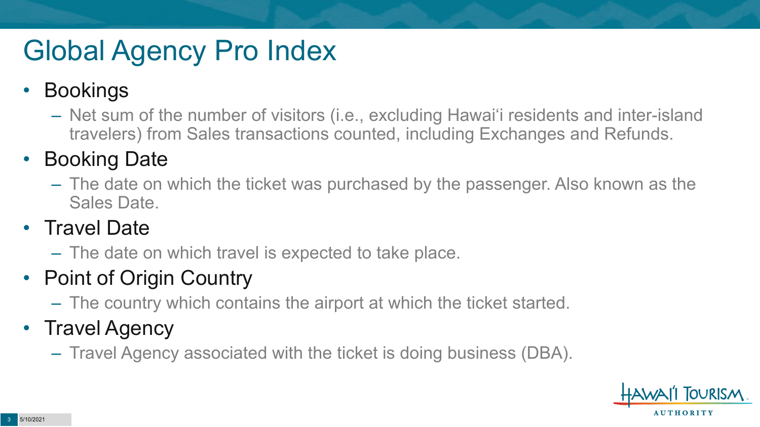# Global Agency Pro Index

- Bookings
  - Net sum of the number of visitors (i.e., excluding Hawai'i residents and inter-island travelers) from Sales transactions counted, including Exchanges and Refunds.
- Booking Date
  - The date on which the ticket was purchased by the passenger. Also known as the Sales Date.
- Travel Date
  - The date on which travel is expected to take place.
- Point of Origin Country
  - The country which contains the airport at which the ticket started.
- Travel Agency
  - Travel Agency associated with the ticket is doing business (DBA).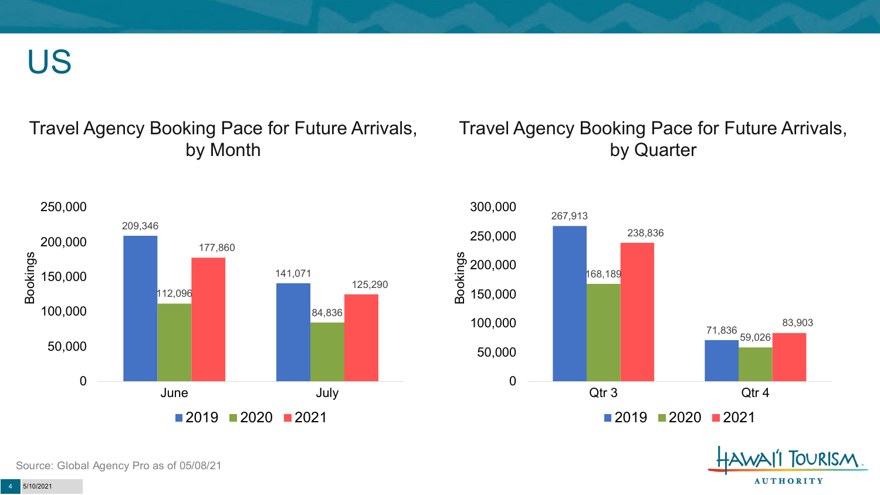# US

## Travel Agency Booking Pace for Future Arrivals, by Month

| Month | 2019 | 2020 | 2021 |
|---|---|---|---|
| June | 209,346 | 112,096 | 177,860 |
| July | 141,071 | 84,836 | 125,290 |

## Travel Agency Booking Pace for Future Arrivals, by Quarter

| Quarter | 2019 | 2020 | 2021 |
|---|---|---|---|
| Qtr 3 | 267,913 | 168,189 | 238,836 |
| Qtr 4 | 71,836 | 59,026 | 83,903 |

Source: Global Agency Pro as of 05/08/21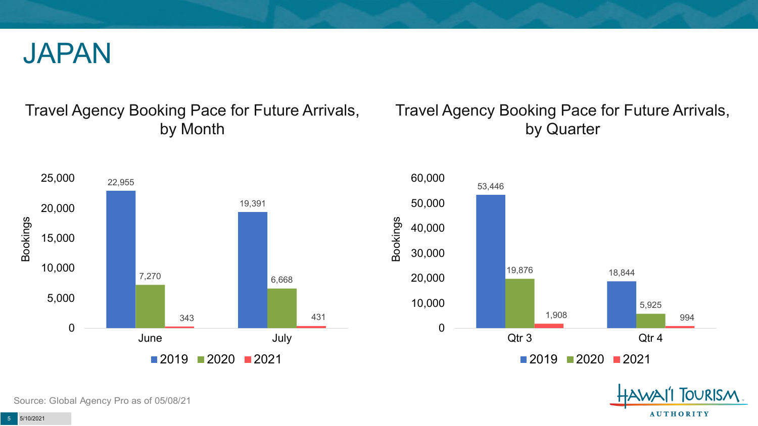# JAPAN

## Travel Agency Booking Pace for Future Arrivals, by Month

| Month | 2019 | 2020 | 2021 |
|---|---|---|---|
| June | 22,955 | 7,270 | 343 |
| July | 19,391 | 6,668 | 431 |

## Travel Agency Booking Pace for Future Arrivals, by Quarter

| Quarter | 2019 | 2020 | 2021 |
|---|---|---|---|
| Qtr 3 | 53,446 | 19,876 | 1,908 |
| Qtr 4 | 18,844 | 5,925 | 994 |

Source: Global Agency Pro as of 05/08/21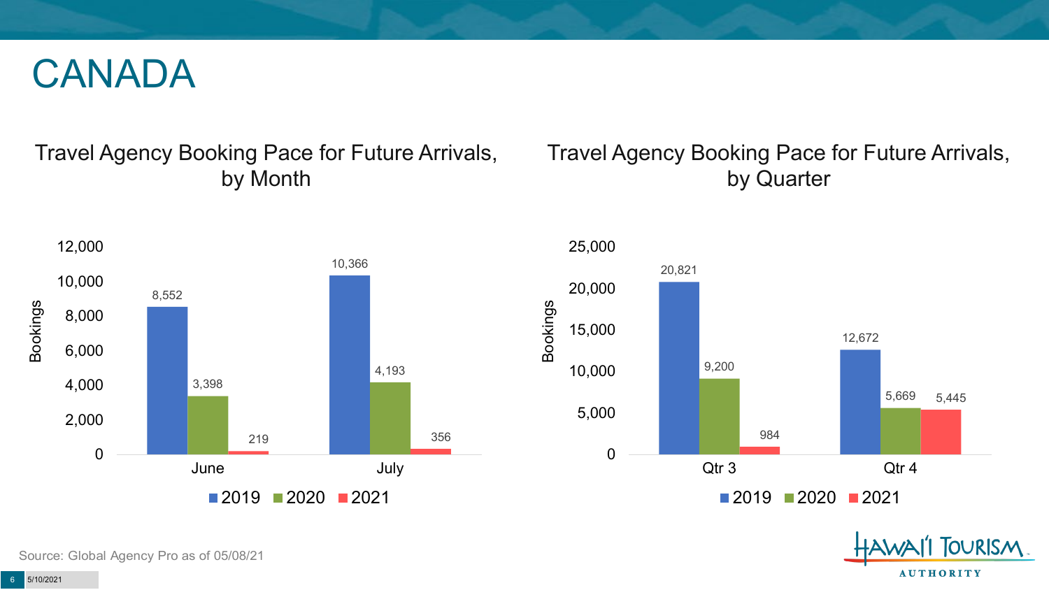# CANADA

## Travel Agency Booking Pace for Future Arrivals, by Month

| Month | 2019 | 2020 | 2021 |
| --- | --- | --- | --- |
| June | 8,552 | 3,398 | 219 |
| July | 10,366 | 4,193 | 356 |

## Travel Agency Booking Pace for Future Arrivals, by Quarter

| Quarter | 2019 | 2020 | 2021 |
| --- | --- | --- | --- |
| Qtr 3 | 20,821 | 9,200 | 984 |
| Qtr 4 | 12,672 | 5,669 | 5,445 |

Source: Global Agency Pro as of 05/08/21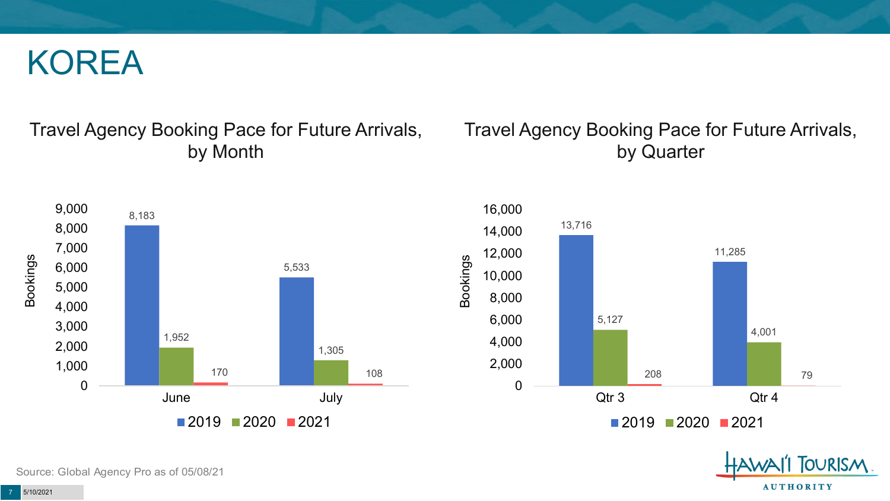# KOREA

## Travel Agency Booking Pace for Future Arrivals, by Month

| Bookings | 2019 | 2020 | 2021 |
|---|---|---|---|
| June | 8,183 | 1,952 | 170 |
| July | 5,533 | 1,305 | 108 |

## Travel Agency Booking Pace for Future Arrivals, by Quarter

| Bookings | 2019 | 2020 | 2021 |
|---|---|---|---|
| Qtr 3 | 13,716 | 5,127 | 208 |
| Qtr 4 | 11,285 | 4,001 | 79 |

Source: Global Agency Pro as of 05/08/21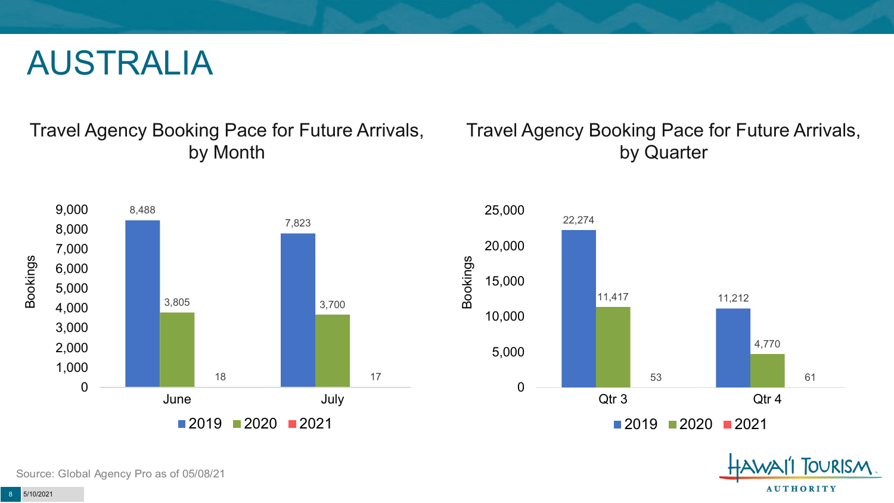# AUSTRALIA

## Travel Agency Booking Pace for Future Arrivals, by Month

| Month | 2019 | 2020 | 2021 |
|---|---|---|---|
| June | 8,488 | 3,805 | 18 |
| July | 7,823 | 3,700 | 17 |

## Travel Agency Booking Pace for Future Arrivals, by Quarter

| Quarter | 2019 | 2020 | 2021 |
|---|---|---|---|
| Qtr 3 | 22,274 | 11,417 | 53 |
| Qtr 4 | 11,212 | 4,770 | 61 |

Source: Global Agency Pro as of 05/08/21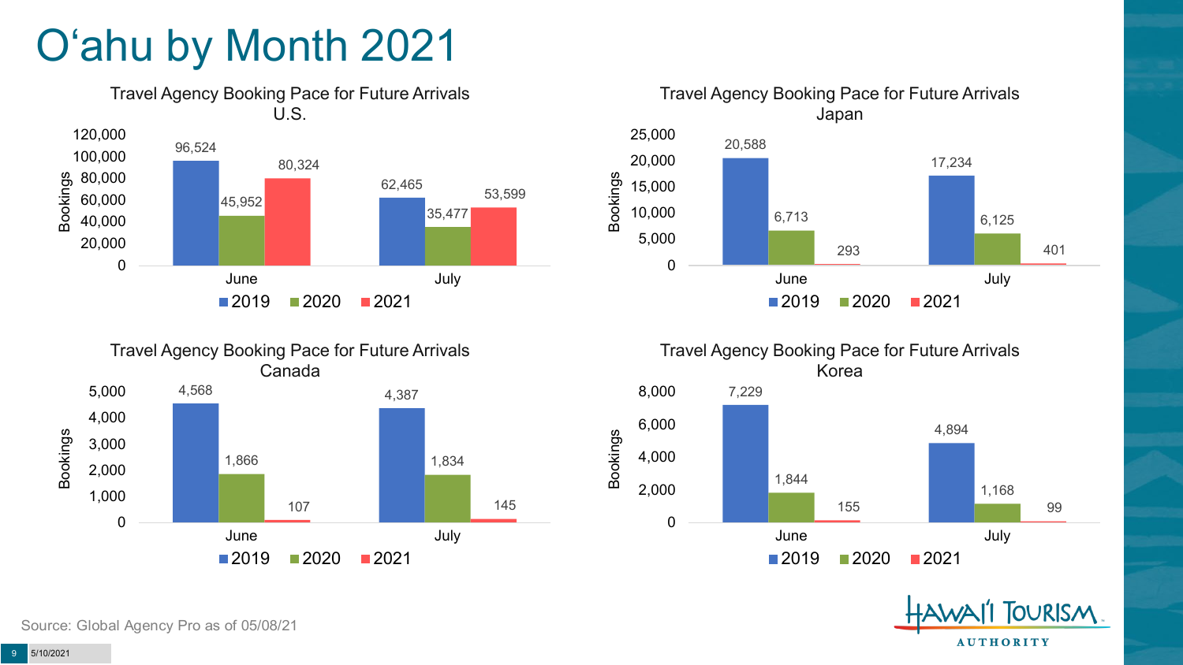# O'ahu by Month 2021

### Travel Agency Booking Pace for Future Arrivals U.S.

| Bookings | 2019 | 2020 | 2021 |
|---|---|---|---|
| June | 96,524 | 45,952 | 80,324 |
| July | 62,465 | 35,477 | 53,599 |

### Travel Agency Booking Pace for Future Arrivals Japan

| Bookings | 2019 | 2020 | 2021 |
|---|---|---|---|
| June | 20,588 | 6,713 | 293 |
| July | 17,234 | 6,125 | 401 |

### Travel Agency Booking Pace for Future Arrivals Canada

| Bookings | 2019 | 2020 | 2021 |
|---|---|---|---|
| June | 4,568 | 1,866 | 107 |
| July | 4,387 | 1,834 | 145 |

### Travel Agency Booking Pace for Future Arrivals Korea

| Bookings | 2019 | 2020 | 2021 |
|---|---|---|---|
| June | 7,229 | 1,844 | 155 |
| July | 4,894 | 1,168 | 99 |

Source: Global Agency Pro as of 05/08/21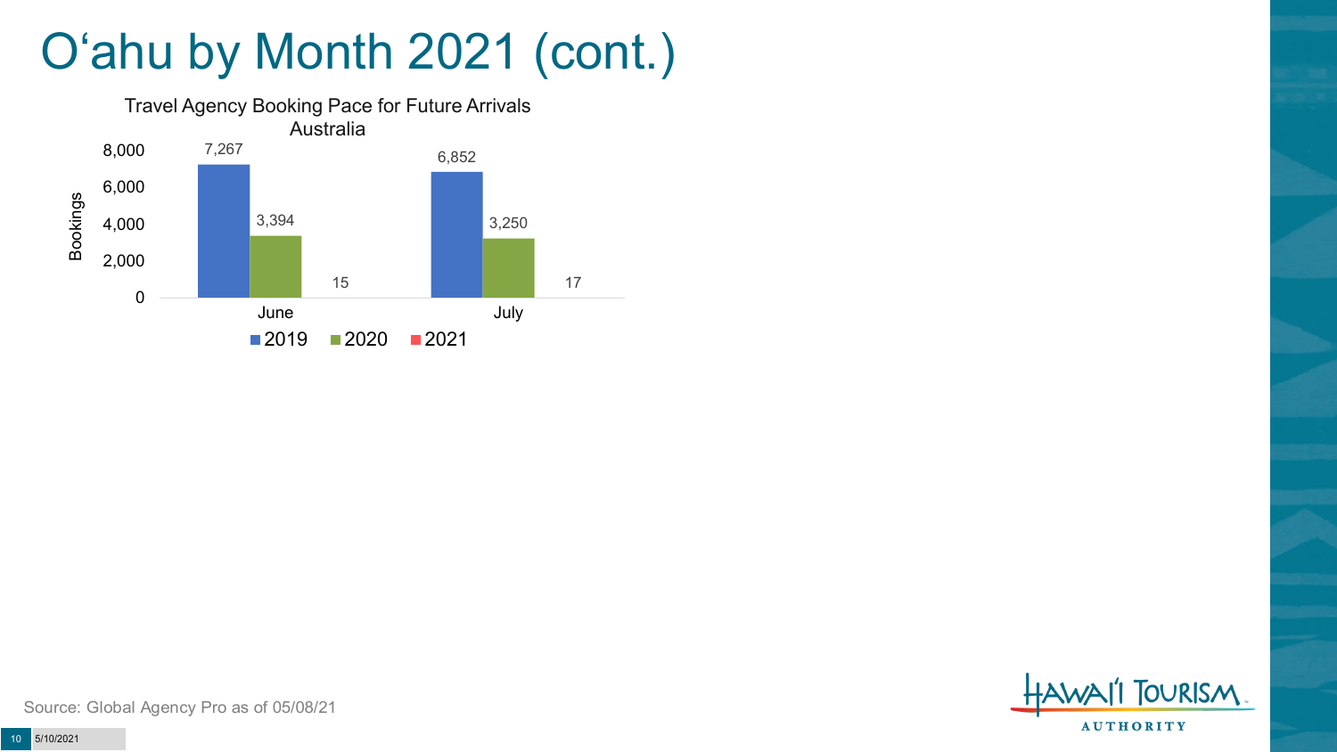# O'ahu by Month 2021 (cont.)

**Travel Agency Booking Pace for Future Arrivals**
**Australia**

| Month | 2019 | 2020 | 2021 |
| --- | --- | --- | --- |
| June | 7,267 | 3,394 | 15 |
| July | 6,852 | 3,250 | 17 |

Source: Global Agency Pro as of 05/08/21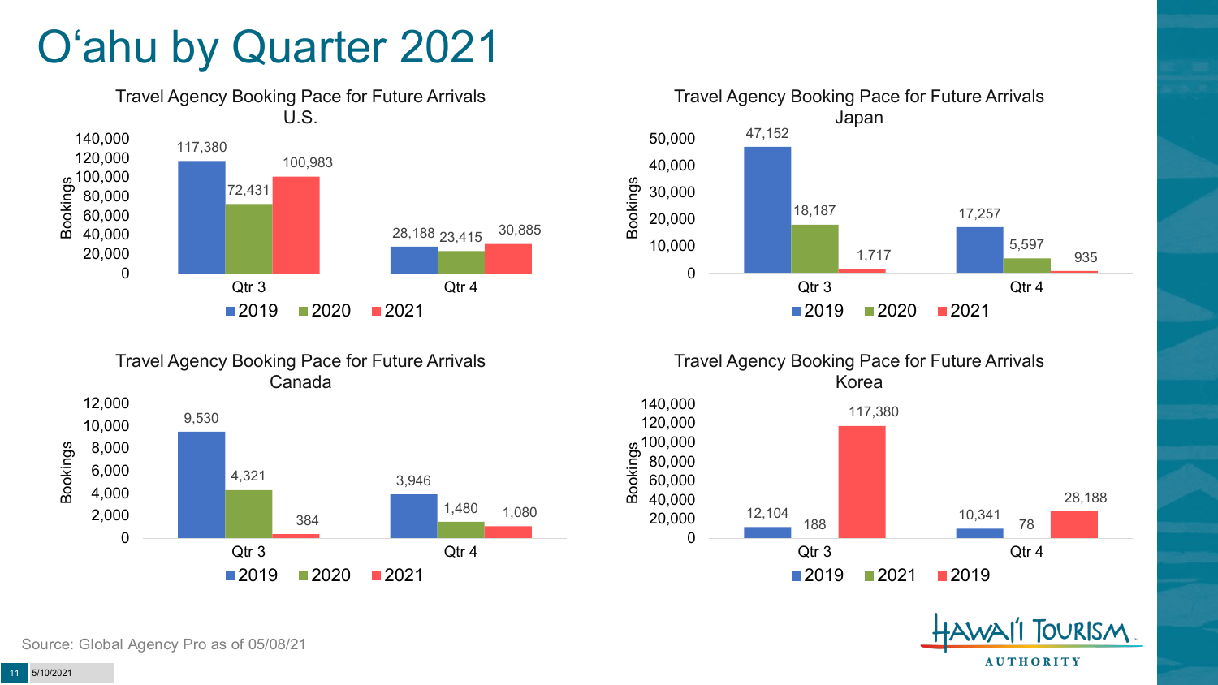# Oʻahu by Quarter 2021

### Travel Agency Booking Pace for Future Arrivals U.S.

| Bookings | 2019 | 2020 | 2021 |
| --- | --- | --- | --- |
| Qtr 3 | 117,380 | 72,431 | 100,983 |
| Qtr 4 | 28,188 | 23,415 | 30,885 |

### Travel Agency Booking Pace for Future Arrivals Japan

| Bookings | 2019 | 2020 | 2021 |
| --- | --- | --- | --- |
| Qtr 3 | 47,152 | 18,187 | 1,717 |
| Qtr 4 | 17,257 | 5,597 | 935 |

### Travel Agency Booking Pace for Future Arrivals Canada

| Bookings | 2019 | 2020 | 2021 |
| --- | --- | --- | --- |
| Qtr 3 | 9,530 | 4,321 | 384 |
| Qtr 4 | 3,946 | 1,480 | 1,080 |

### Travel Agency Booking Pace for Future Arrivals Korea

| Bookings | 2019 | 2021 | 2019 |
| --- | --- | --- | --- |
| Qtr 3 | 12,104 | 188 | 117,380 |
| Qtr 4 | 10,341 | 78 | 28,188 |

Source: Global Agency Pro as of 05/08/21

5/10/2021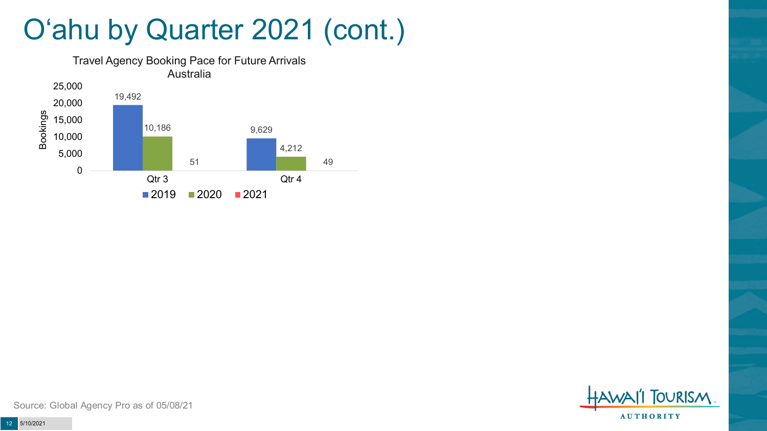# O'ahu by Quarter 2021 (cont.)

**Travel Agency Booking Pace for Future Arrivals**
**Australia**

| Bookings | 2019 | 2020 | 2021 |
|---|---|---|---|
| Qtr 3 | 19,492 | 10,186 | 51 |
| Qtr 4 | 9,629 | 4,212 | 49 |

Source: Global Agency Pro as of 05/08/21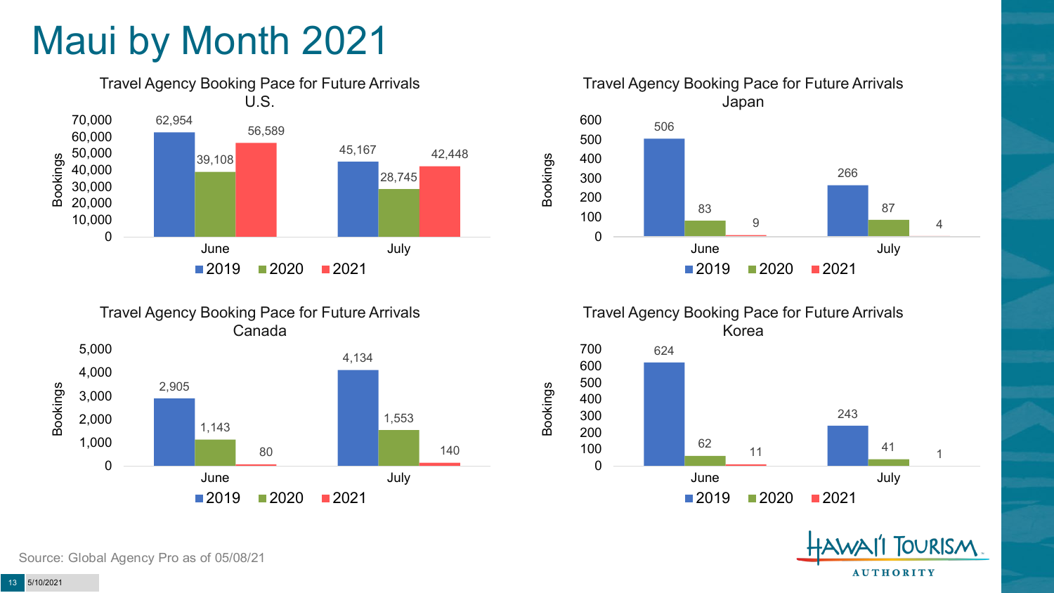# Maui by Month 2021

### Travel Agency Booking Pace for Future Arrivals U.S.

| Month | 2019 | 2020 | 2021 |
| --- | --- | --- | --- |
| June | 62,954 | 39,108 | 56,589 |
| July | 45,167 | 28,745 | 42,448 |

### Travel Agency Booking Pace for Future Arrivals Japan

| Month | 2019 | 2020 | 2021 |
| --- | --- | --- | --- |
| June | 506 | 83 | 9 |
| July | 266 | 87 | 4 |

### Travel Agency Booking Pace for Future Arrivals Canada

| Month | 2019 | 2020 | 2021 |
| --- | --- | --- | --- |
| June | 2,905 | 1,143 | 80 |
| July | 4,134 | 1,553 | 140 |

### Travel Agency Booking Pace for Future Arrivals Korea

| Month | 2019 | 2020 | 2021 |
| --- | --- | --- | --- |
| June | 624 | 62 | 11 |
| July | 243 | 41 | 1 |

Source: Global Agency Pro as of 05/08/21

5/10/2021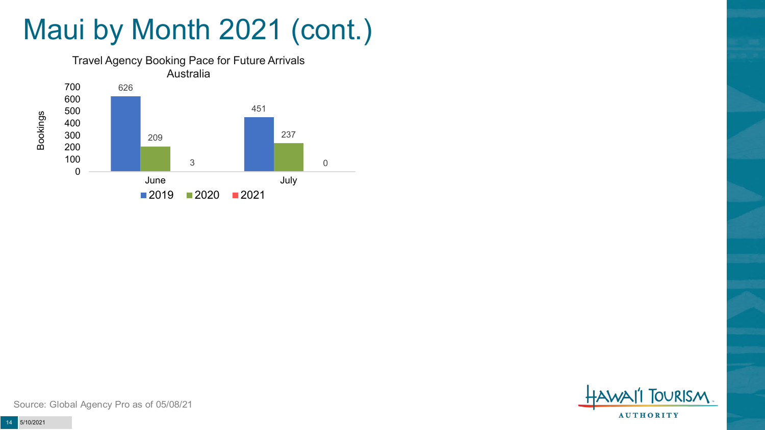# Maui by Month 2021 (cont.)

Travel Agency Booking Pace for Future Arrivals
Australia

| Bookings | 2019 | 2020 | 2021 |
|---|---|---|---|
| June | 626 | 209 | 3 |
| July | 451 | 237 | 0 |

Source: Global Agency Pro as of 05/08/21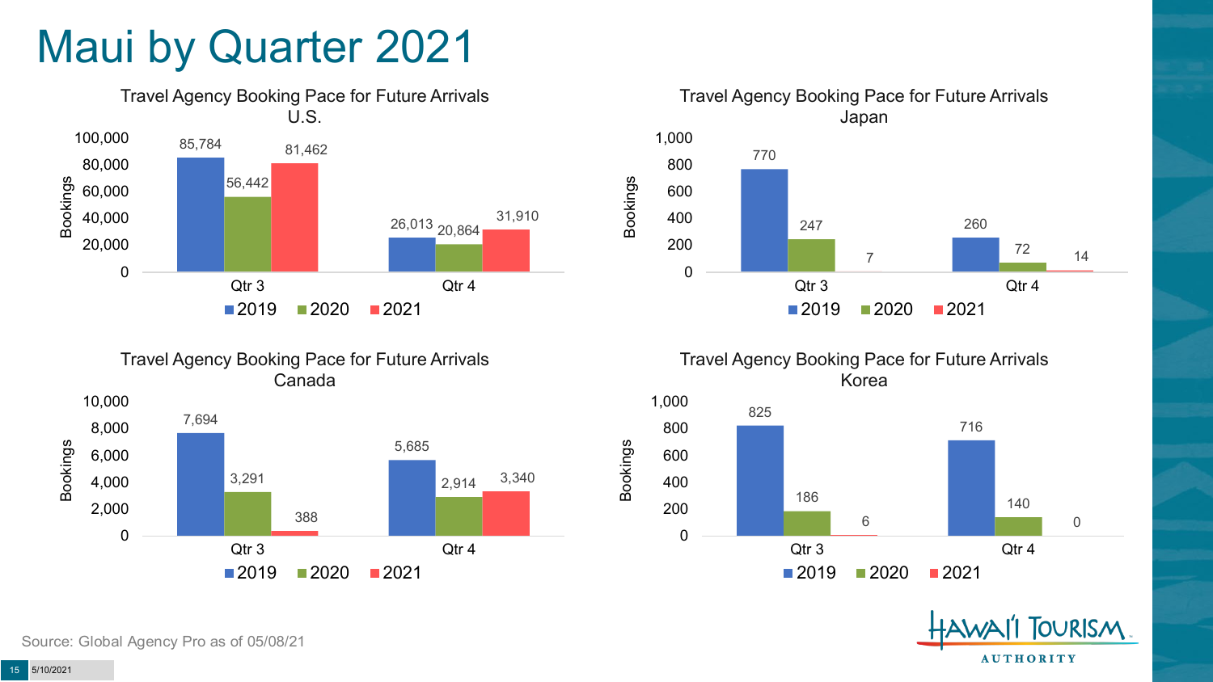# Maui by Quarter 2021

### Travel Agency Booking Pace for Future Arrivals U.S.

| Bookings | 2019 | 2020 | 2021 |
|---|---|---|---|
| Qtr 3 | 85,784 | 56,442 | 81,462 |
| Qtr 4 | 26,013 | 20,864 | 31,910 |

### Travel Agency Booking Pace for Future Arrivals Japan

| Bookings | 2019 | 2020 | 2021 |
|---|---|---|---|
| Qtr 3 | 770 | 247 | 7 |
| Qtr 4 | 260 | 72 | 14 |

### Travel Agency Booking Pace for Future Arrivals Canada

| Bookings | 2019 | 2020 | 2021 |
|---|---|---|---|
| Qtr 3 | 7,694 | 3,291 | 388 |
| Qtr 4 | 5,685 | 2,914 | 3,340 |

### Travel Agency Booking Pace for Future Arrivals Korea

| Bookings | 2019 | 2020 | 2021 |
|---|---|---|---|
| Qtr 3 | 825 | 186 | 6 |
| Qtr 4 | 716 | 140 | 0 |

Source: Global Agency Pro as of 05/08/21

5/10/2021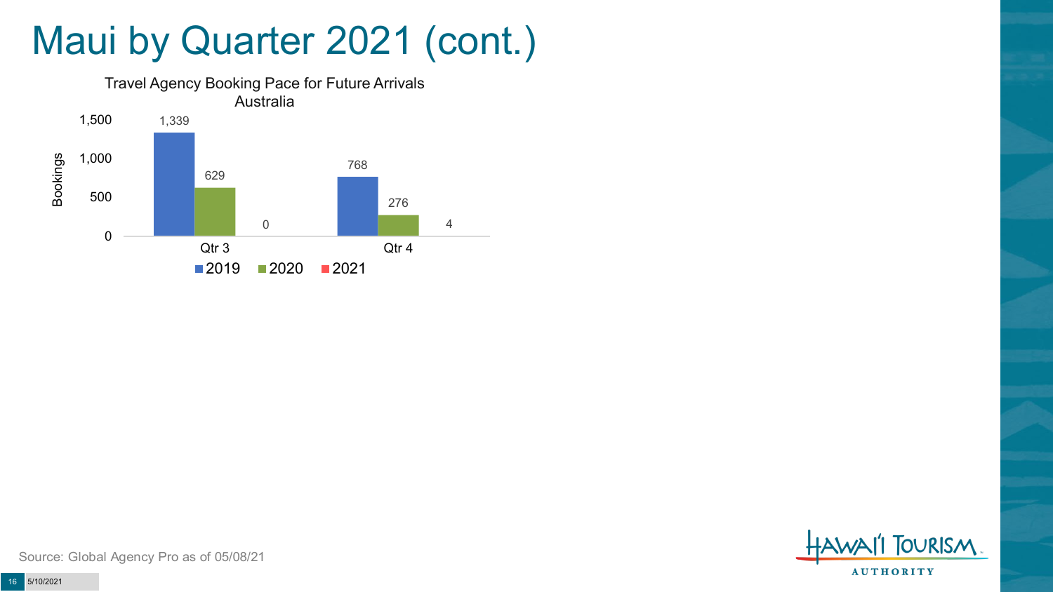# Maui by Quarter 2021 (cont.)

Travel Agency Booking Pace for Future Arrivals
Australia

| Bookings | 2019 | 2020 | 2021 |
|---|---|---|---|
| Qtr 3 | 1,339 | 629 | 0 |
| Qtr 4 | 768 | 276 | 4 |

Source: Global Agency Pro as of 05/08/21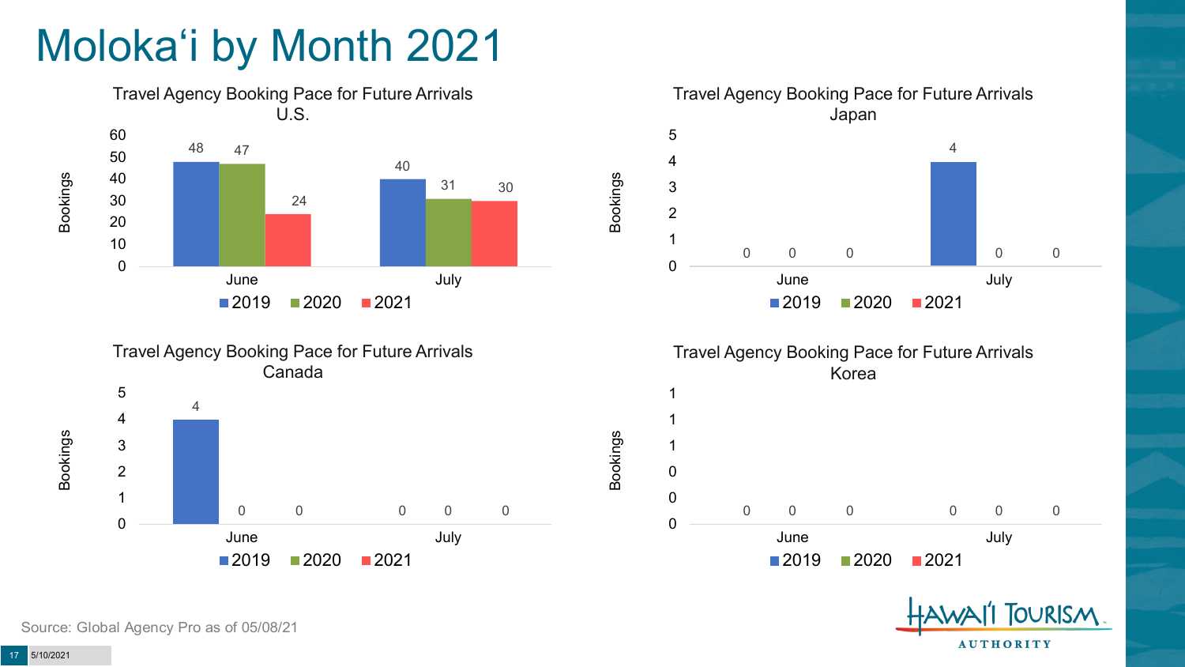# Molokaʻi by Month 2021

**Travel Agency Booking Pace for Future Arrivals U.S.**

| Bookings | 2019 | 2020 | 2021 |
|---|---|---|---|
| June | 48 | 47 | 24 |
| July | 40 | 31 | 30 |

**Travel Agency Booking Pace for Future Arrivals Japan**

| Bookings | 2019 | 2020 | 2021 |
|---|---|---|---|
| June | 0 | 0 | 0 |
| July | 4 | 0 | 0 |

**Travel Agency Booking Pace for Future Arrivals Canada**

| Bookings | 2019 | 2020 | 2021 |
|---|---|---|---|
| June | 4 | 0 | 0 |
| July | 0 | 0 | 0 |

**Travel Agency Booking Pace for Future Arrivals Korea**

| Bookings | 2019 | 2020 | 2021 |
|---|---|---|---|
| June | 0 | 0 | 0 |
| July | 0 | 0 | 0 |

Source: Global Agency Pro as of 05/08/21

5/10/2021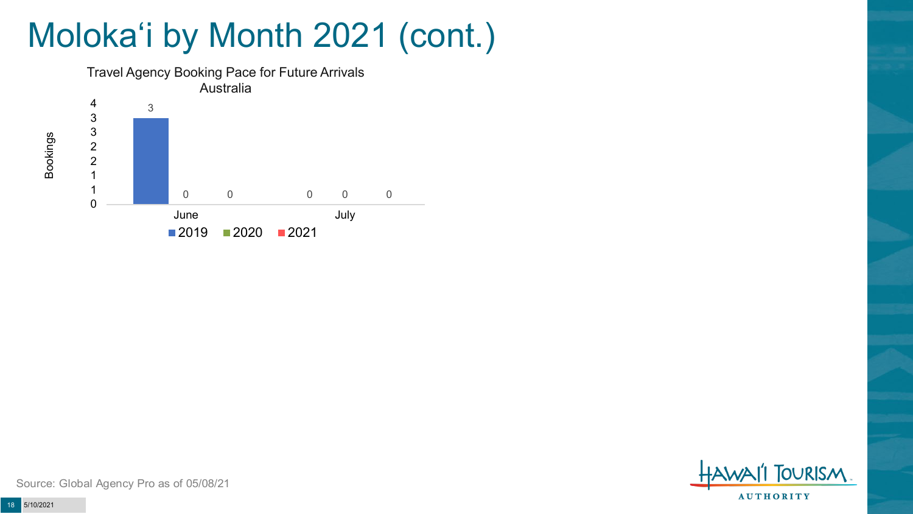# Molokaʻi by Month 2021 (cont.)

Travel Agency Booking Pace for Future Arrivals
Australia

| Bookings | 2019 | 2020 | 2021 |
|---|---|---|---|
| June | 3 | 0 | 0 |
| July | 0 | 0 | 0 |

Source: Global Agency Pro as of 05/08/21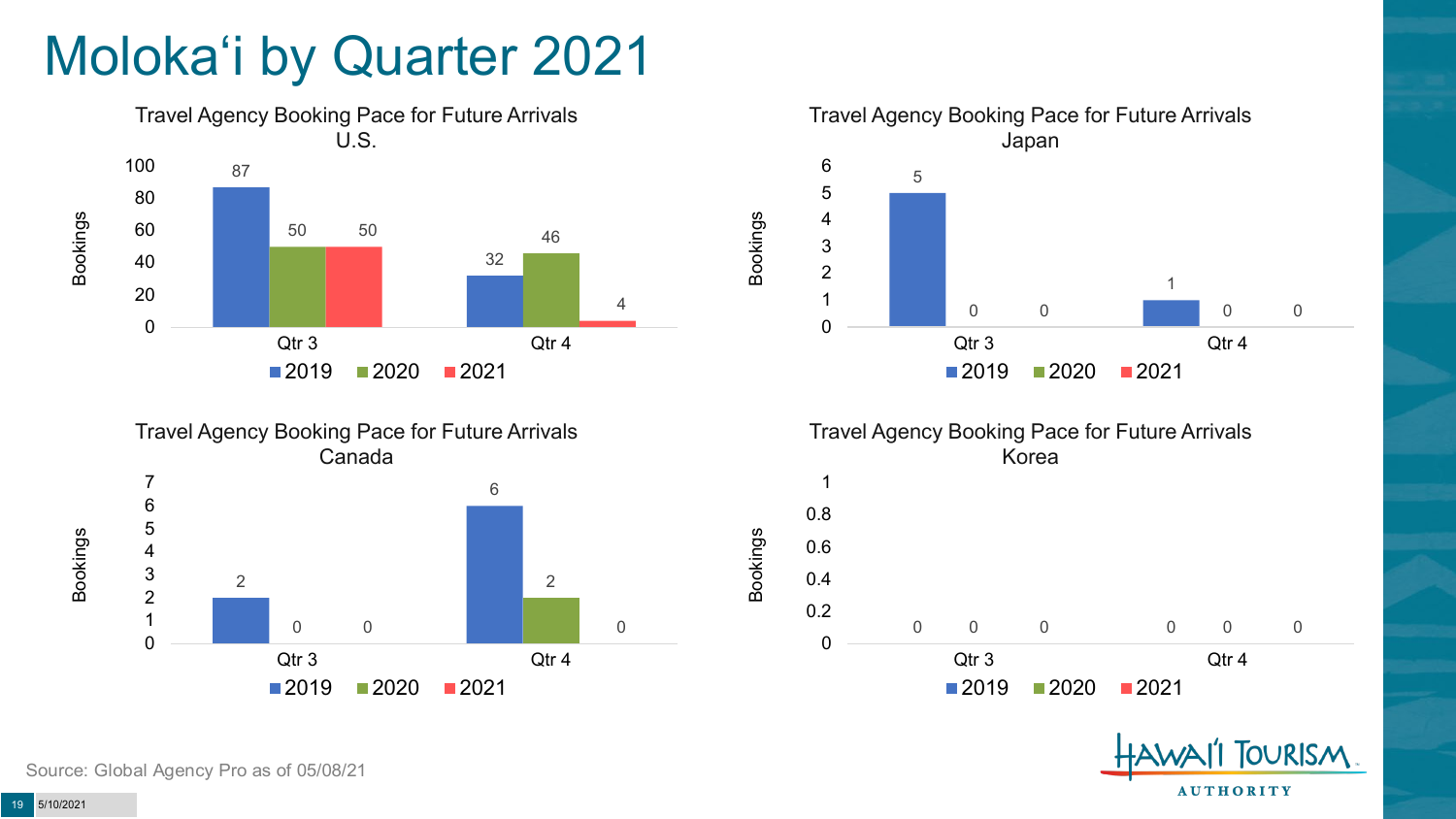# Moloka'i by Quarter 2021

### Travel Agency Booking Pace for Future Arrivals U.S.

| Bookings | 2019 | 2020 | 2021 |
|---|---|---|---|
| Qtr 3 | 87 | 50 | 50 |
| Qtr 4 | 32 | 46 | 4 |

### Travel Agency Booking Pace for Future Arrivals Japan

| Bookings | 2019 | 2020 | 2021 |
|---|---|---|---|
| Qtr 3 | 5 | 0 | 0 |
| Qtr 4 | 1 | 0 | 0 |

### Travel Agency Booking Pace for Future Arrivals Canada

| Bookings | 2019 | 2020 | 2021 |
|---|---|---|---|
| Qtr 3 | 2 | 0 | 0 |
| Qtr 4 | 6 | 2 | 0 |

### Travel Agency Booking Pace for Future Arrivals Korea

| Bookings | 2019 | 2020 | 2021 |
|---|---|---|---|
| Qtr 3 | 0 | 0 | 0 |
| Qtr 4 | 0 | 0 | 0 |

Source: Global Agency Pro as of 05/08/21

5/10/2021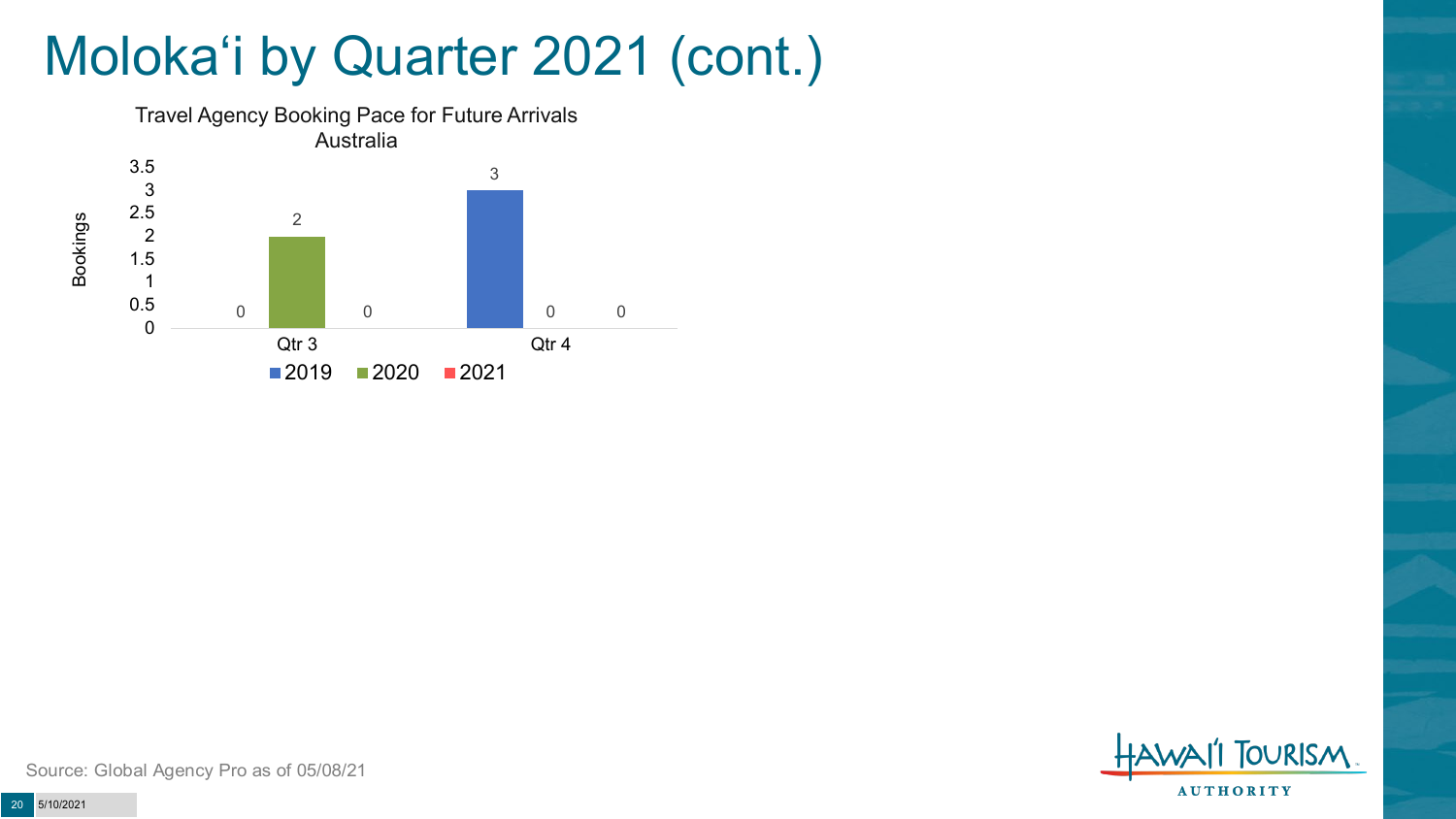# Moloka'i by Quarter 2021 (cont.)

Travel Agency Booking Pace for Future Arrivals
Australia

| | 2019 | 2020 | 2021 |
|---|---|---|---|
| Qtr 3 | 0 | 2 | 0 |
| Qtr 4 | 3 | 0 | 0 |

Source: Global Agency Pro as of 05/08/21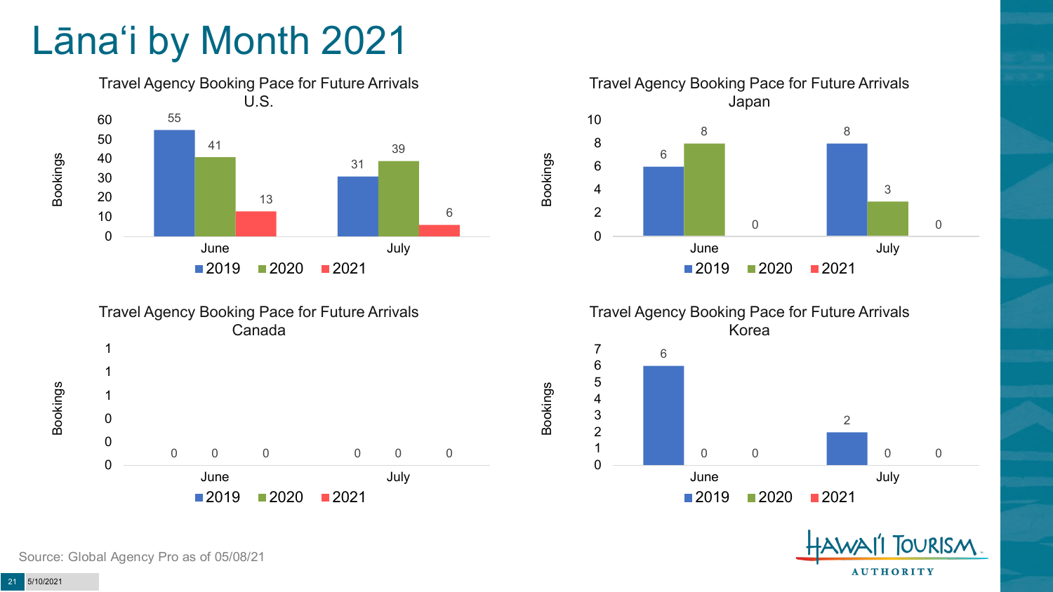# Lānaʻi by Month 2021

### Travel Agency Booking Pace for Future Arrivals U.S.

| Month | 2019 | 2020 | 2021 |
|---|---|---|---|
| June | 55 | 41 | 13 |
| July | 31 | 39 | 6 |

### Travel Agency Booking Pace for Future Arrivals Japan

| Month | 2019 | 2020 | 2021 |
|---|---|---|---|
| June | 6 | 8 | 0 |
| July | 8 | 3 | 0 |

### Travel Agency Booking Pace for Future Arrivals Canada

| Month | 2019 | 2020 | 2021 |
|---|---|---|---|
| June | 0 | 0 | 0 |
| July | 0 | 0 | 0 |

### Travel Agency Booking Pace for Future Arrivals Korea

| Month | 2019 | 2020 | 2021 |
|---|---|---|---|
| June | 6 | 0 | 0 |
| July | 2 | 0 | 0 |

Source: Global Agency Pro as of 05/08/21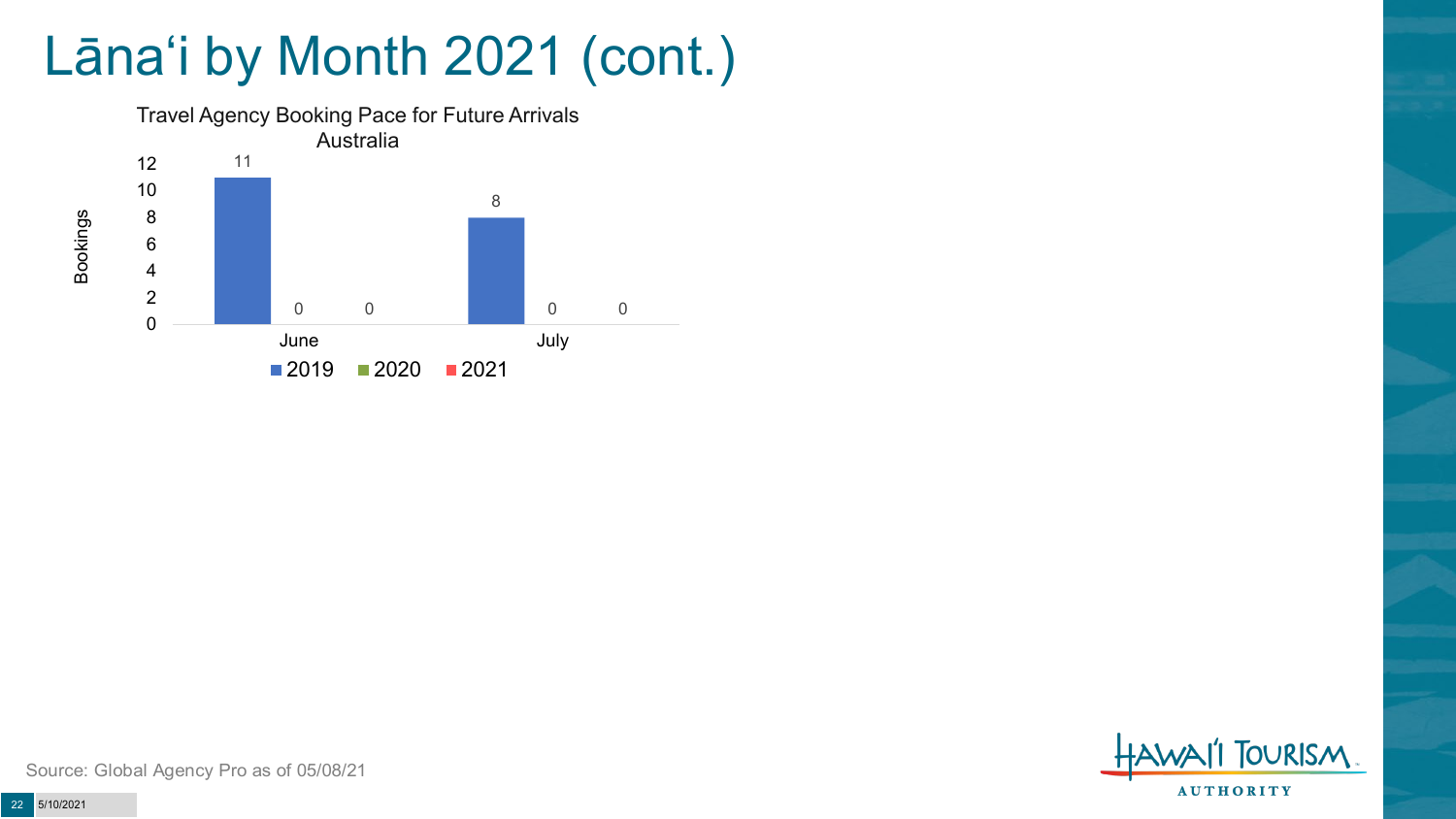# Lānaʻi by Month 2021 (cont.)

Travel Agency Booking Pace for Future Arrivals
Australia

| | 2019 | 2020 | 2021 |
|---|---|---|---|
| June | 11 | 0 | 0 |
| July | 8 | 0 | 0 |

Source: Global Agency Pro as of 05/08/21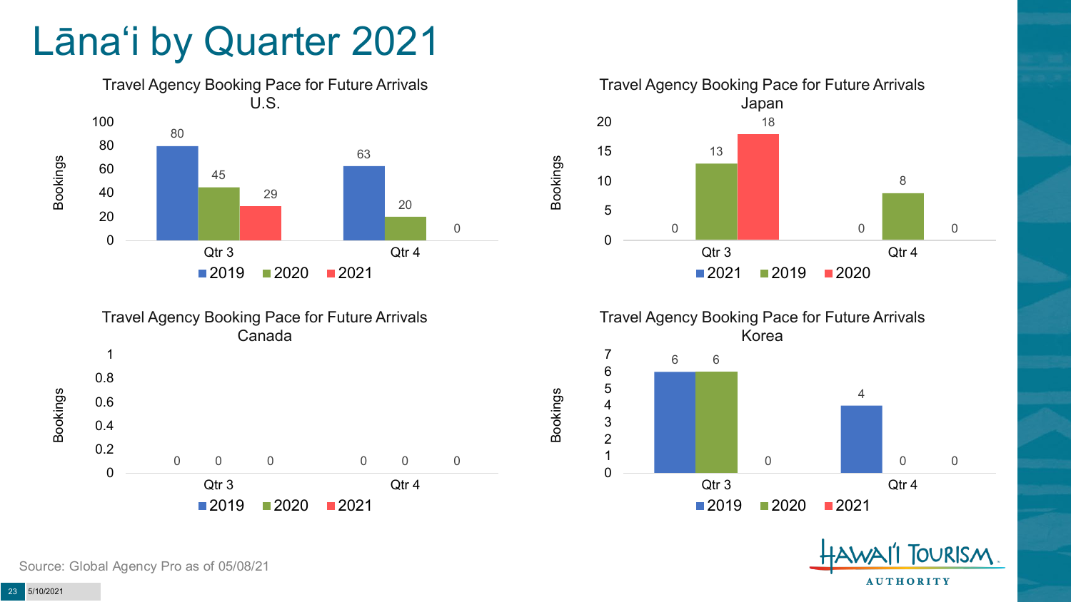# Lānaʻi by Quarter 2021

## Travel Agency Booking Pace for Future Arrivals U.S.

| Bookings | 2019 | 2020 | 2021 |
| --- | --- | --- | --- |
| Qtr 3 | 80 | 45 | 29 |
| Qtr 4 | 63 | 20 | 0 |

## Travel Agency Booking Pace for Future Arrivals Japan

| Bookings | 2021 | 2019 | 2020 |
| --- | --- | --- | --- |
| Qtr 3 | 0 | 13 | 18 |
| Qtr 4 | 0 | 8 | 0 |

## Travel Agency Booking Pace for Future Arrivals Canada

| Bookings | 2019 | 2020 | 2021 |
| --- | --- | --- | --- |
| Qtr 3 | 0 | 0 | 0 |
| Qtr 4 | 0 | 0 | 0 |

## Travel Agency Booking Pace for Future Arrivals Korea

| Bookings | 2019 | 2020 | 2021 |
| --- | --- | --- | --- |
| Qtr 3 | 6 | 6 | 0 |
| Qtr 4 | 4 | 0 | 0 |

Source: Global Agency Pro as of 05/08/21

5/10/2021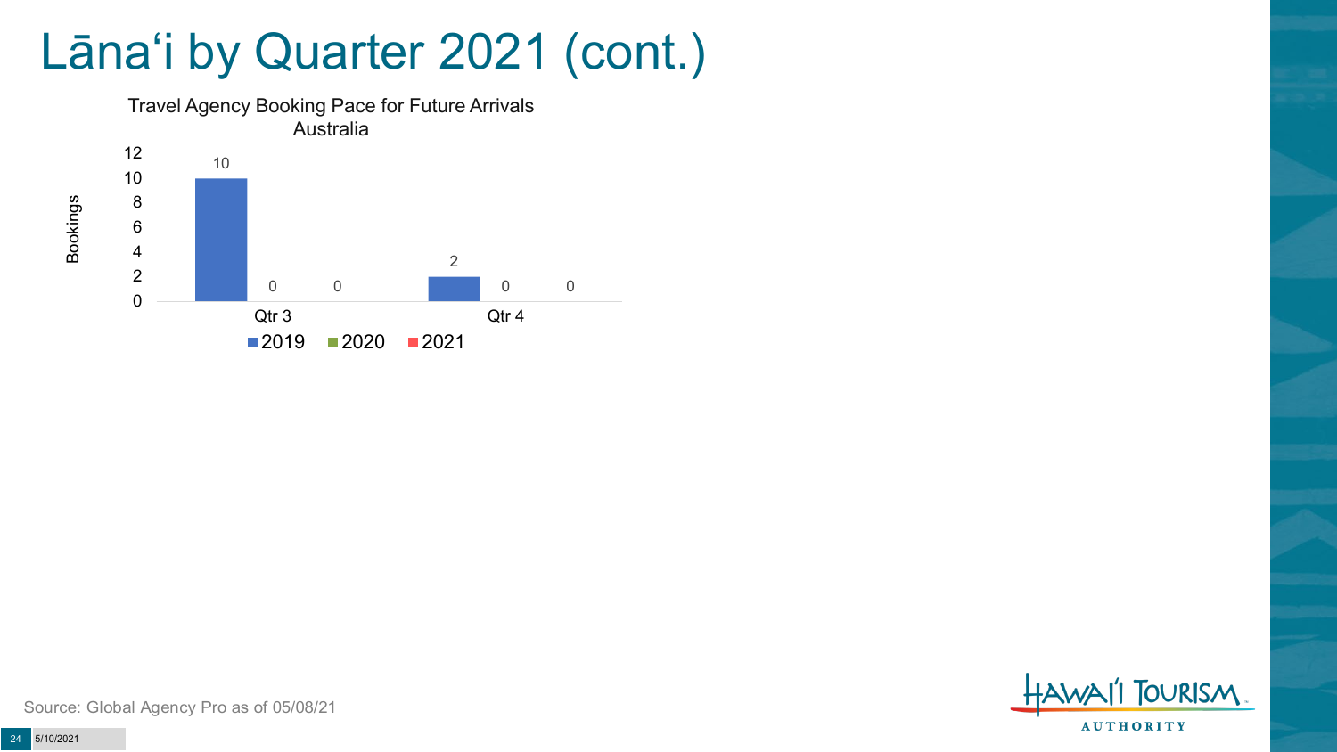# Lāna‘i by Quarter 2021 (cont.)

Travel Agency Booking Pace for Future Arrivals
Australia

| Quarter | 2019 | 2020 | 2021 |
| --- | --- | --- | --- |
| Qtr 3 | 10 | 0 | 0 |
| Qtr 4 | 2 | 0 | 0 |

Source: Global Agency Pro as of 05/08/21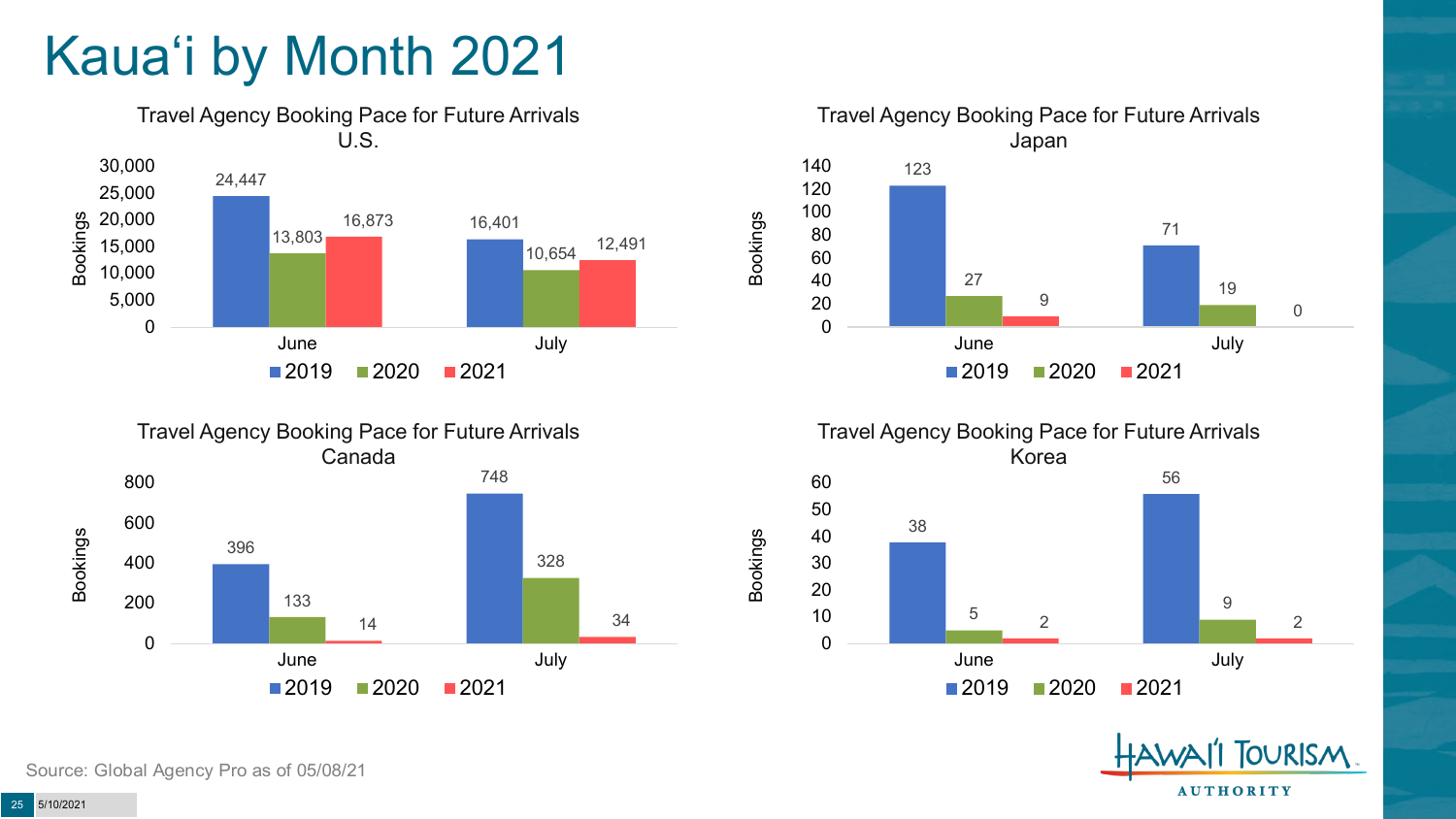# Kauaʻi by Month 2021

### Travel Agency Booking Pace for Future Arrivals U.S.

| Bookings | 2019 | 2020 | 2021 |
|---|---|---|---|
| June | 24,447 | 13,803 | 16,873 |
| July | 16,401 | 10,654 | 12,491 |

### Travel Agency Booking Pace for Future Arrivals Japan

| Bookings | 2019 | 2020 | 2021 |
|---|---|---|---|
| June | 123 | 27 | 9 |
| July | 71 | 19 | 0 |

### Travel Agency Booking Pace for Future Arrivals Canada

| Bookings | 2019 | 2020 | 2021 |
|---|---|---|---|
| June | 396 | 133 | 14 |
| July | 748 | 328 | 34 |

### Travel Agency Booking Pace for Future Arrivals Korea

| Bookings | 2019 | 2020 | 2021 |
|---|---|---|---|
| June | 38 | 5 | 2 |
| July | 56 | 9 | 2 |

Source: Global Agency Pro as of 05/08/21

5/10/2021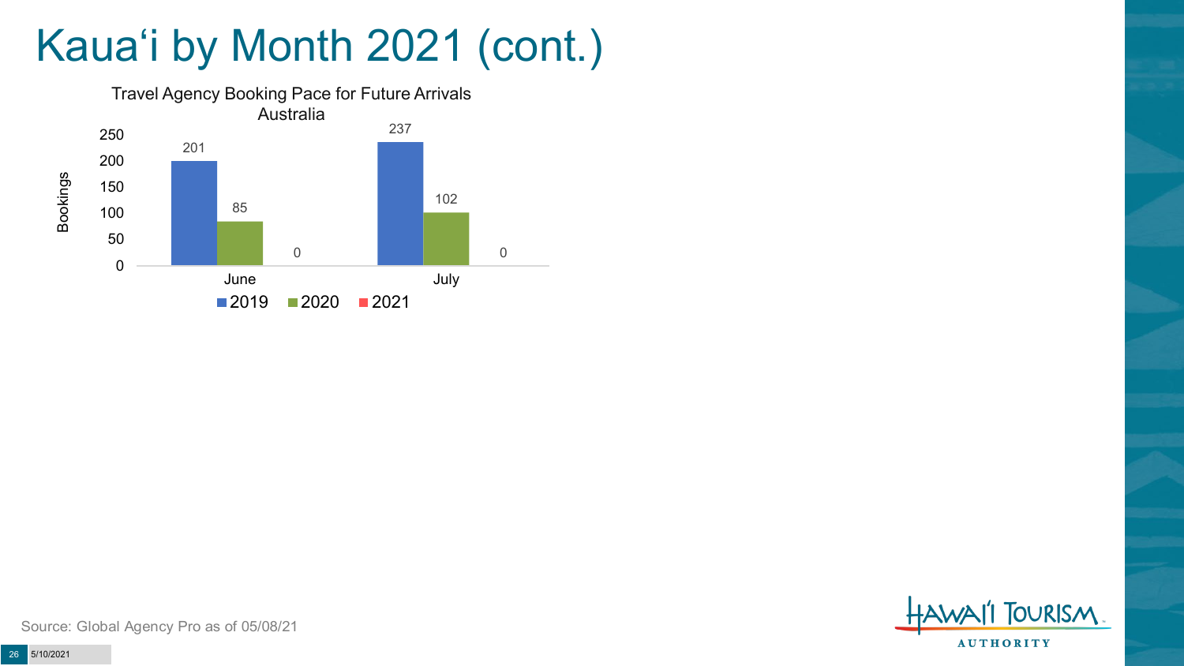# Kauaʻi by Month 2021 (cont.)

Travel Agency Booking Pace for Future Arrivals
Australia

| Month | 2019 | 2020 | 2021 |
| --- | --- | --- | --- |
| June | 201 | 85 | 0 |
| July | 237 | 102 | 0 |

Source: Global Agency Pro as of 05/08/21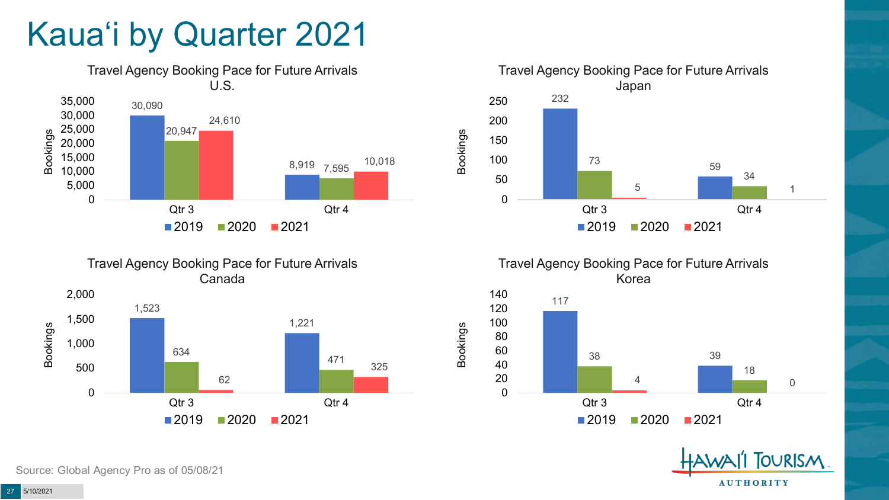# Kaua'i by Quarter 2021

### Travel Agency Booking Pace for Future Arrivals U.S.

| Bookings | 2019 | 2020 | 2021 |
|---|---|---|---|
| Qtr 3 | 30,090 | 20,947 | 24,610 |
| Qtr 4 | 8,919 | 7,595 | 10,018 |

### Travel Agency Booking Pace for Future Arrivals Japan

| Bookings | 2019 | 2020 | 2021 |
|---|---|---|---|
| Qtr 3 | 232 | 73 | 5 |
| Qtr 4 | 59 | 34 | 1 |

### Travel Agency Booking Pace for Future Arrivals Canada

| Bookings | 2019 | 2020 | 2021 |
|---|---|---|---|
| Qtr 3 | 1,523 | 634 | 62 |
| Qtr 4 | 1,221 | 471 | 325 |

### Travel Agency Booking Pace for Future Arrivals Korea

| Bookings | 2019 | 2020 | 2021 |
|---|---|---|---|
| Qtr 3 | 117 | 38 | 4 |
| Qtr 4 | 39 | 18 | 0 |

Source: Global Agency Pro as of 05/08/21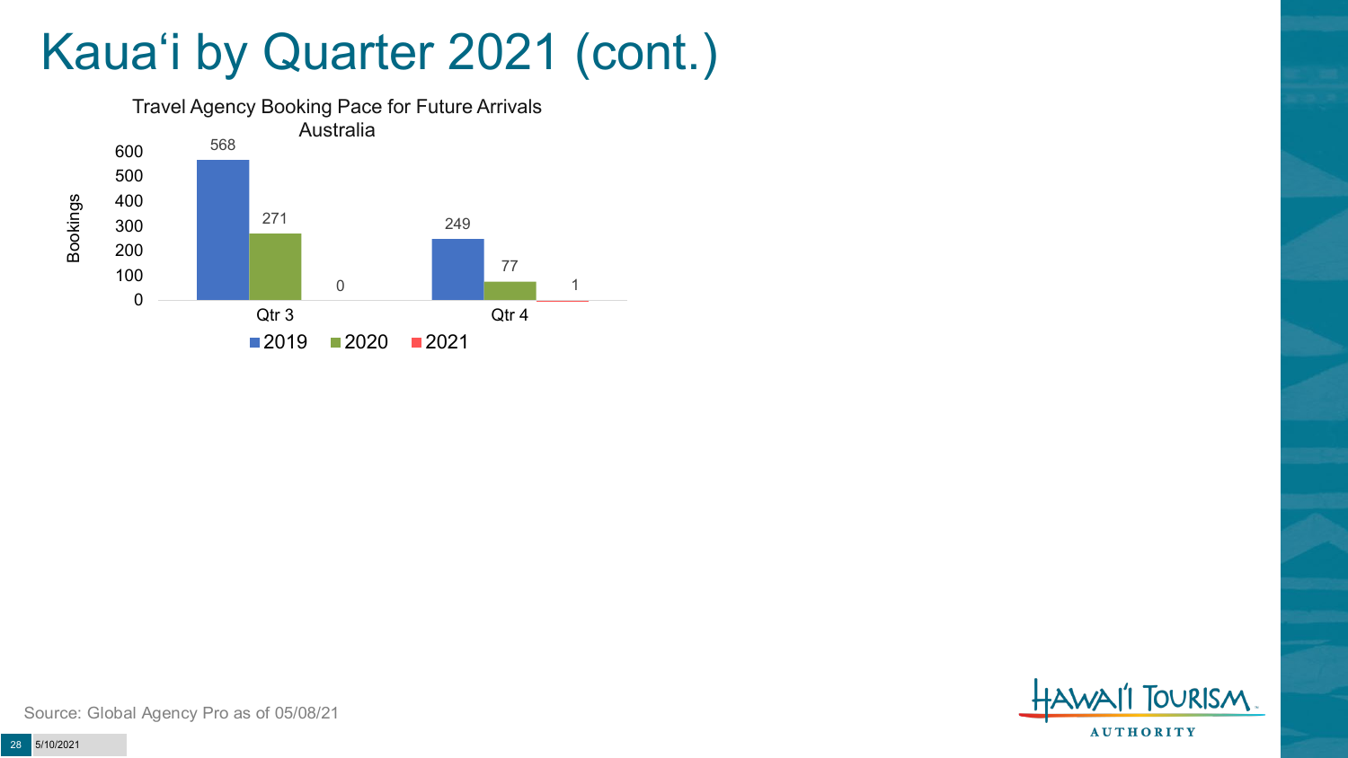# Kauaʻi by Quarter 2021 (cont.)

**Travel Agency Booking Pace for Future Arrivals Australia**

| Bookings | 2019 | 2020 | 2021 |
| --- | --- | --- | --- |
| Qtr 3 | 568 | 271 | 0 |
| Qtr 4 | 249 | 77 | 1 |

Source: Global Agency Pro as of 05/08/21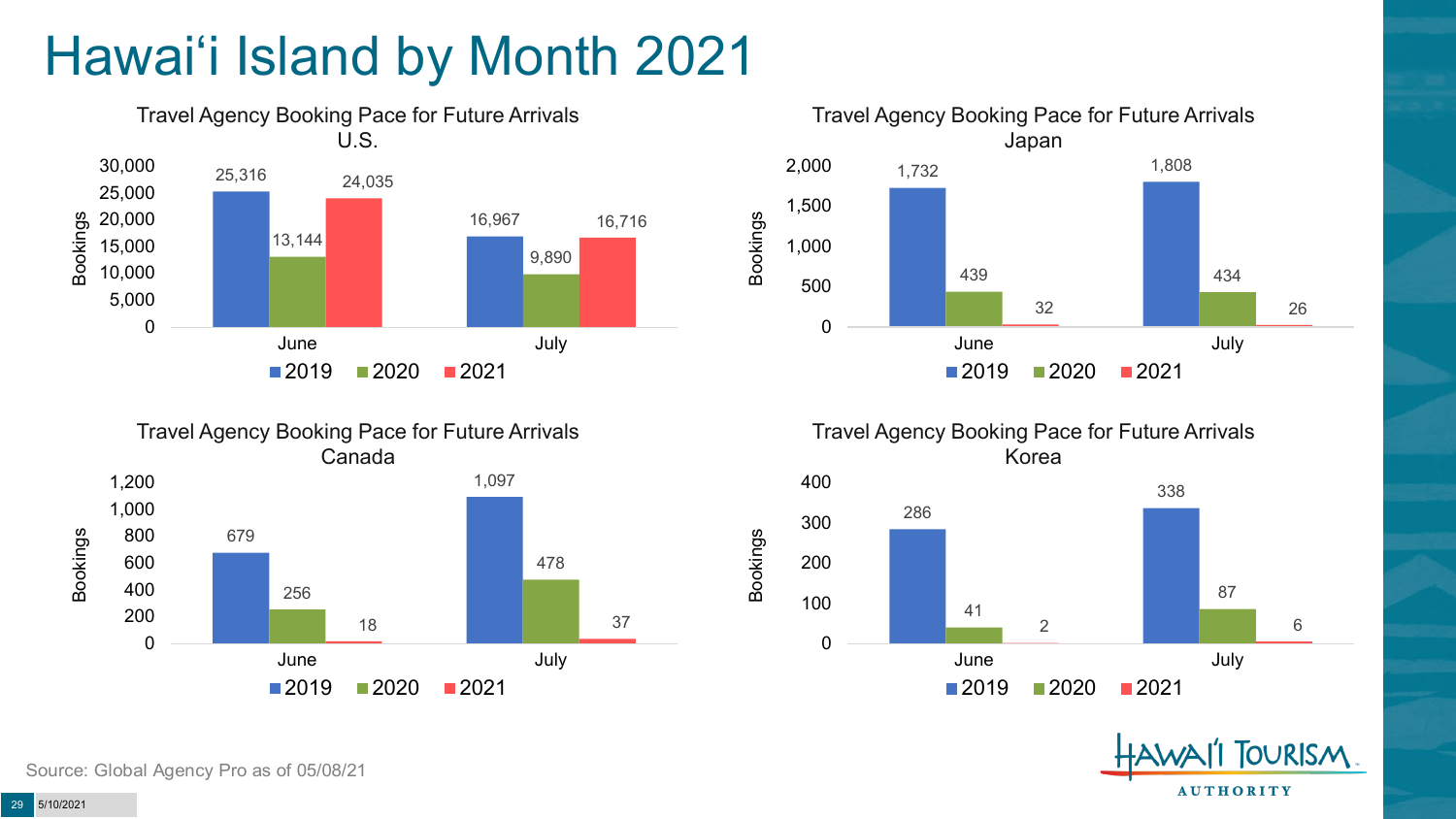# Hawai'i Island by Month 2021

### Travel Agency Booking Pace for Future Arrivals U.S.

| Bookings | 2019 | 2020 | 2021 |
|---|---|---|---|
| June | 25,316 | 13,144 | 24,035 |
| July | 16,967 | 9,890 | 16,716 |

### Travel Agency Booking Pace for Future Arrivals Japan

| Bookings | 2019 | 2020 | 2021 |
|---|---|---|---|
| June | 1,732 | 439 | 32 |
| July | 1,808 | 434 | 26 |

### Travel Agency Booking Pace for Future Arrivals Canada

| Bookings | 2019 | 2020 | 2021 |
|---|---|---|---|
| June | 679 | 256 | 18 |
| July | 1,097 | 478 | 37 |

### Travel Agency Booking Pace for Future Arrivals Korea

| Bookings | 2019 | 2020 | 2021 |
|---|---|---|---|
| June | 286 | 41 | 2 |
| July | 338 | 87 | 6 |

Source: Global Agency Pro as of 05/08/21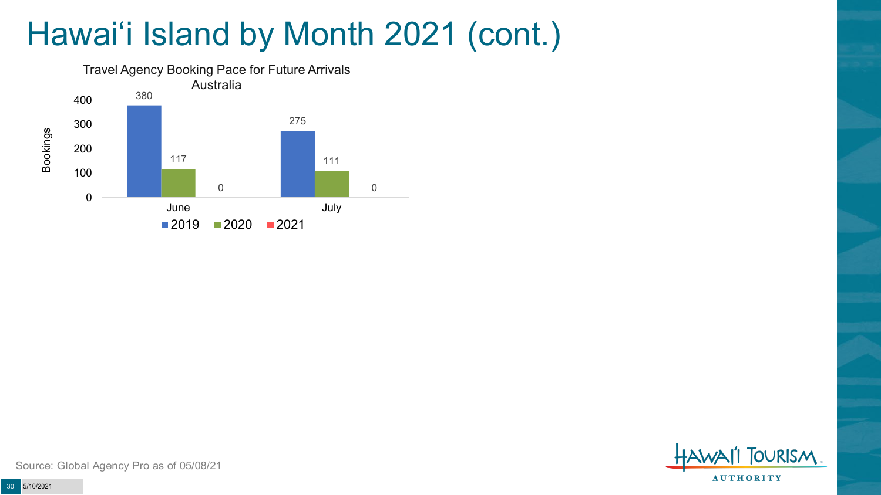# Hawaiʻi Island by Month 2021 (cont.)

Travel Agency Booking Pace for Future Arrivals
Australia

| Month | 2019 | 2020 | 2021 |
| --- | --- | --- | --- |
| June | 380 | 117 | 0 |
| July | 275 | 111 | 0 |

Source: Global Agency Pro as of 05/08/21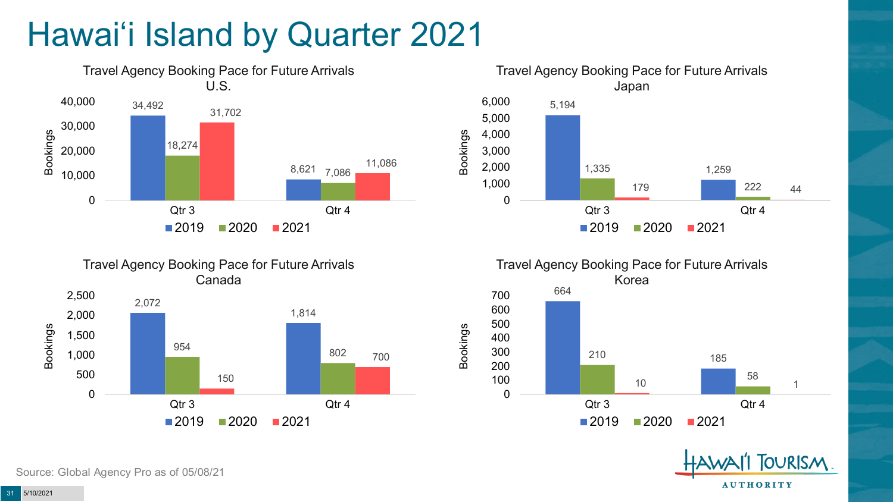# Hawai'i Island by Quarter 2021

**Travel Agency Booking Pace for Future Arrivals U.S.**

| Bookings | 2019 | 2020 | 2021 |
|---|---|---|---|
| Qtr 3 | 34,492 | 18,274 | 31,702 |
| Qtr 4 | 8,621 | 7,086 | 11,086 |

**Travel Agency Booking Pace for Future Arrivals Japan**

| Bookings | 2019 | 2020 | 2021 |
|---|---|---|---|
| Qtr 3 | 5,194 | 1,335 | 179 |
| Qtr 4 | 1,259 | 222 | 44 |

**Travel Agency Booking Pace for Future Arrivals Canada**

| Bookings | 2019 | 2020 | 2021 |
|---|---|---|---|
| Qtr 3 | 2,072 | 954 | 150 |
| Qtr 4 | 1,814 | 802 | 700 |

**Travel Agency Booking Pace for Future Arrivals Korea**

| Bookings | 2019 | 2020 | 2021 |
|---|---|---|---|
| Qtr 3 | 664 | 210 | 10 |
| Qtr 4 | 185 | 58 | 1 |

Source: Global Agency Pro as of 05/08/21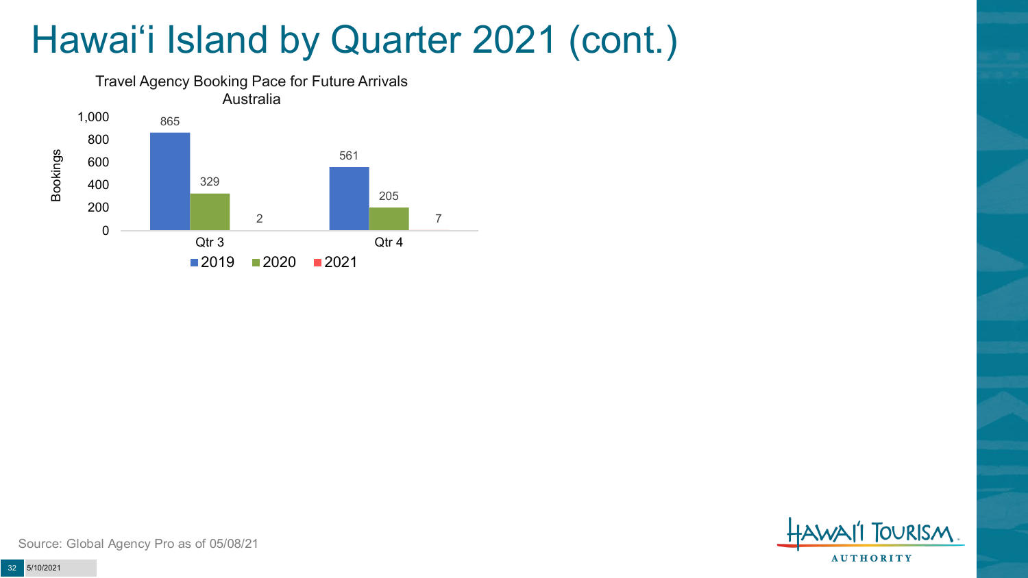# Hawai'i Island by Quarter 2021 (cont.)

Travel Agency Booking Pace for Future Arrivals
Australia

Bookings

1,000
800
600
400
200
0

865
329
2
561
205
7

Qtr 3
Qtr 4

2019 2020 2021

Source: Global Agency Pro as of 05/08/21